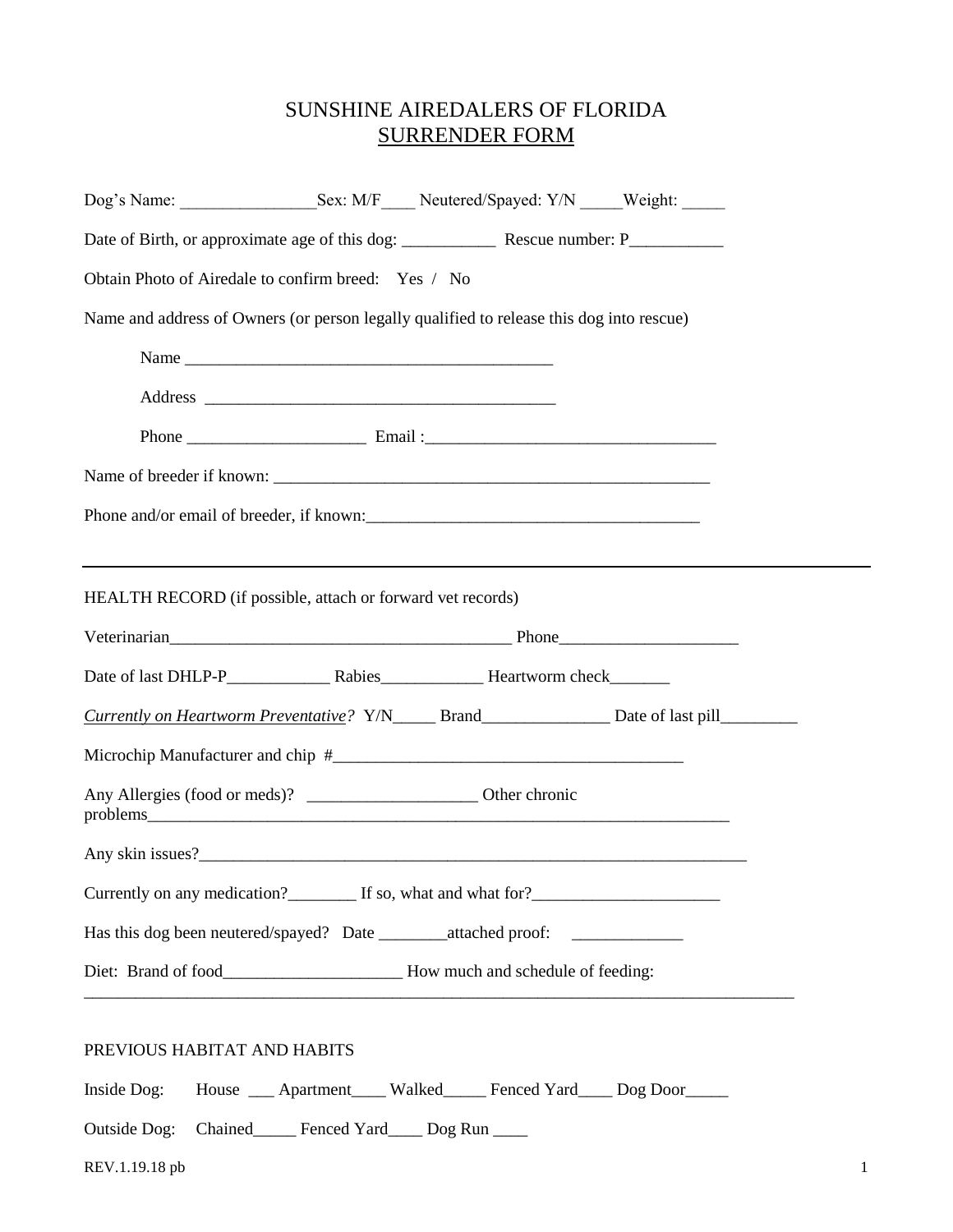# SUNSHINE AIREDALERS OF FLORIDA
## SURRENDER FORM

Dog's Name: ________________Sex: M/F____ Neutered/Spayed: Y/N _____Weight: _____

Date of Birth, or approximate age of this dog: ___________ Rescue number: P___________

Obtain Photo of Airedale to confirm breed: Yes / No

Name and address of Owners (or person legally qualified to release this dog into rescue)

Name ____________________________________________

Address __________________________________________

Phone _____________________ Email :__________________________________

Name of breeder if known: ______________________________________________________

Phone and/or email of breeder, if known:________________________________________

---

HEALTH RECORD (if possible, attach or forward vet records)

Veterinarian_________________________________________ Phone_____________________

Date of last DHLP-P____________ Rabies____________ Heartworm check_______

*Currently on Heartworm Preventative?* Y/N_____ Brand_______________ Date of last pill_________

Microchip Manufacturer and chip #__________________________________________

Any Allergies (food or meds)? ____________________ Other chronic problems_________________________________________________________________________

Any skin issues?____________________________________________________________________

Currently on any medication?________ If so, what and what for?______________________

Has this dog been neutered/spayed? Date ________attached proof: _____________

Diet: Brand of food_____________________ How much and schedule of feeding: ________________________________________________________________________________________

PREVIOUS HABITAT AND HABITS

Inside Dog: House ___ Apartment____ Walked_____ Fenced Yard____ Dog Door_____

Outside Dog: Chained_____ Fenced Yard____ Dog Run ____

REV.1.19.18 pb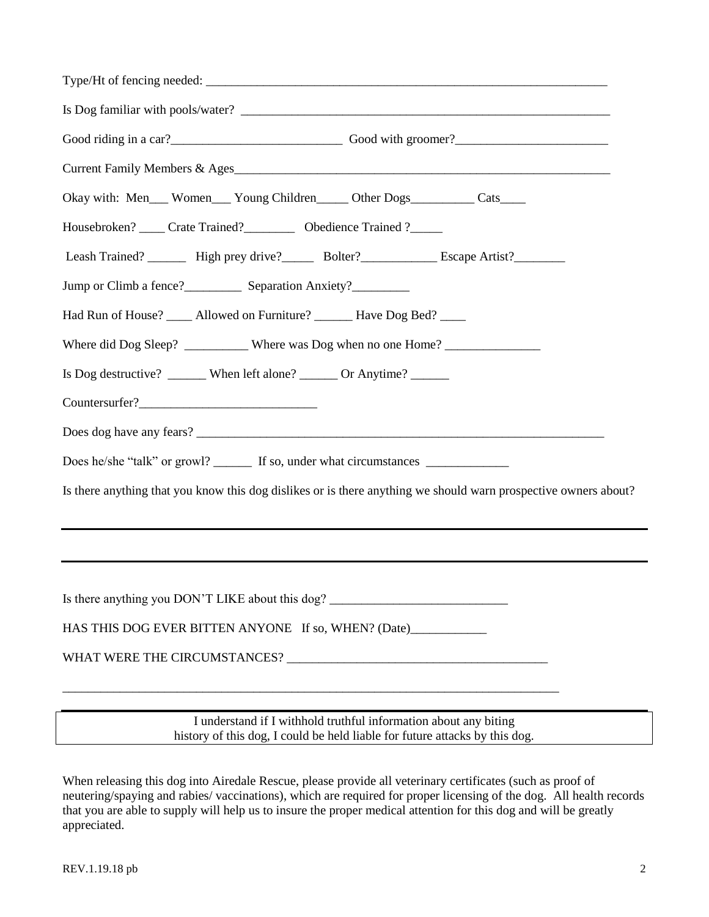Type/Ht of fencing needed: ___________________________________________________________________

Is Dog familiar with pools/water? _____________________________________________________________

Good riding in a car?___________________________ Good with groomer?________________________

Current Family Members & Ages_______________________________________________________________

Okay with: Men___ Women___ Young Children_____ Other Dogs__________ Cats____

Housebroken? ____ Crate Trained?________ Obedience Trained ?_____

Leash Trained? ______ High prey drive?_____ Bolter?____________ Escape Artist?________

Jump or Climb a fence?_________ Separation Anxiety?_________

Had Run of House? ____ Allowed on Furniture? ______ Have Dog Bed? ____

Where did Dog Sleep? __________ Where was Dog when no one Home? _______________

Is Dog destructive? ______ When left alone? ______ Or Anytime? ______

Countersurfer?____________________________

Does dog have any fears? ____________________________________________________________________

Does he/she "talk" or growl? ______ If so, under what circumstances _____________

Is there anything that you know this dog dislikes or is there anything we should warn prospective owners about?

---

---

Is there anything you DON'T LIKE about this dog? ____________________________

HAS THIS DOG EVER BITTEN ANYONE If so, WHEN? (Date)____________

WHAT WERE THE CIRCUMSTANCES? __________________________________________

_______________________________________________________________________________

---

I understand if I withhold truthful information about any biting history of this dog, I could be held liable for future attacks by this dog.

When releasing this dog into Airedale Rescue, please provide all veterinary certificates (such as proof of neutering/spaying and rabies/ vaccinations), which are required for proper licensing of the dog. All health records that you are able to supply will help us to insure the proper medical attention for this dog and will be greatly appreciated.

REV.1.19.18 pb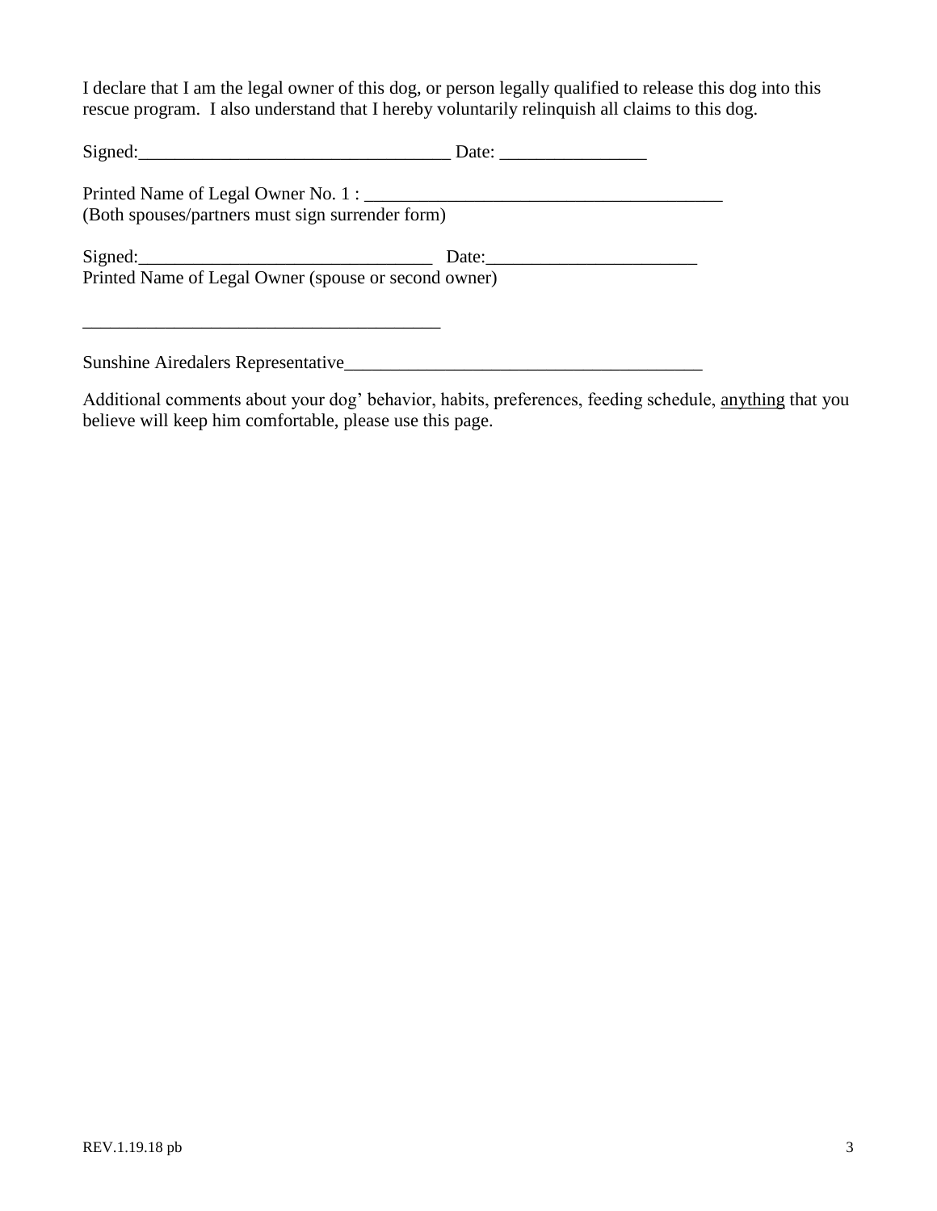I declare that I am the legal owner of this dog, or person legally qualified to release this dog into this rescue program. I also understand that I hereby voluntarily relinquish all claims to this dog.

Signed:__________________________________ Date: ________________

Printed Name of Legal Owner No. 1 : _______________________________________
(Both spouses/partners must sign surrender form)

Signed:________________________________ Date:______________________
Printed Name of Legal Owner (spouse or second owner)

_______________________________________

Sunshine Airedalers Representative_______________________________________

Additional comments about your dog' behavior, habits, preferences, feeding schedule, <u>anything</u> that you believe will keep him comfortable, please use this page.

REV.1.19.18 pb